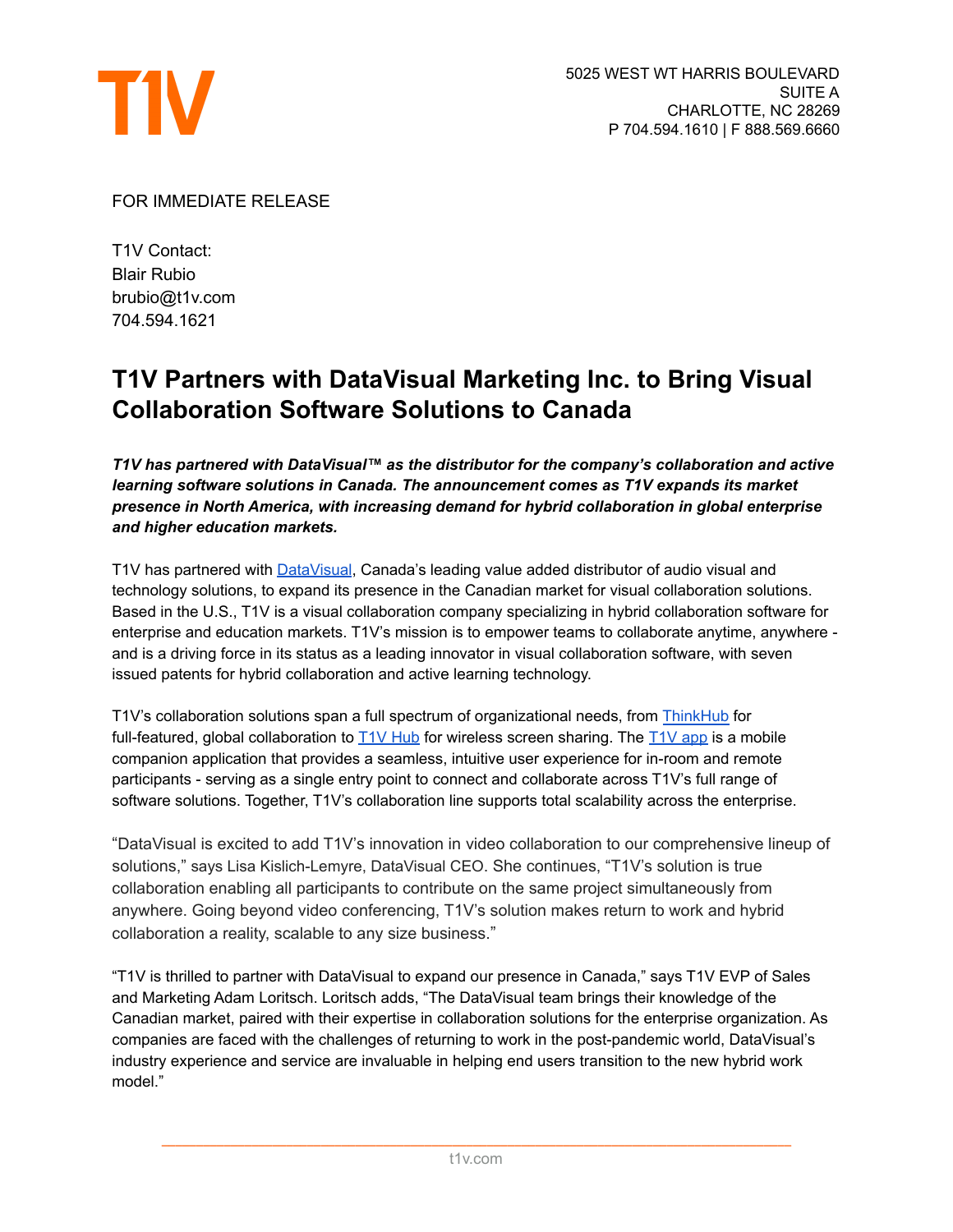T1V

5025 WEST WT HARRIS BOULEVARD
SUITE A
CHARLOTTE, NC 28269
P 704.594.1610 | F 888.569.6660

FOR IMMEDIATE RELEASE

T1V Contact:
Blair Rubio
brubio@t1v.com
704.594.1621

# T1V Partners with DataVisual Marketing Inc. to Bring Visual Collaboration Software Solutions to Canada

***T1V has partnered with DataVisual™ as the distributor for the company's collaboration and active learning software solutions in Canada. The announcement comes as T1V expands its market presence in North America, with increasing demand for hybrid collaboration in global enterprise and higher education markets.***

T1V has partnered with DataVisual, Canada's leading value added distributor of audio visual and technology solutions, to expand its presence in the Canadian market for visual collaboration solutions. Based in the U.S., T1V is a visual collaboration company specializing in hybrid collaboration software for enterprise and education markets. T1V's mission is to empower teams to collaborate anytime, anywhere - and is a driving force in its status as a leading innovator in visual collaboration software, with seven issued patents for hybrid collaboration and active learning technology.

T1V's collaboration solutions span a full spectrum of organizational needs, from ThinkHub for full-featured, global collaboration to T1V Hub for wireless screen sharing. The T1V app is a mobile companion application that provides a seamless, intuitive user experience for in-room and remote participants - serving as a single entry point to connect and collaborate across T1V's full range of software solutions. Together, T1V's collaboration line supports total scalability across the enterprise.

"DataVisual is excited to add T1V's innovation in video collaboration to our comprehensive lineup of solutions," says Lisa Kislich-Lemyre, DataVisual CEO. She continues, "T1V's solution is true collaboration enabling all participants to contribute on the same project simultaneously from anywhere. Going beyond video conferencing, T1V's solution makes return to work and hybrid collaboration a reality, scalable to any size business."

"T1V is thrilled to partner with DataVisual to expand our presence in Canada," says T1V EVP of Sales and Marketing Adam Loritsch. Loritsch adds, "The DataVisual team brings their knowledge of the Canadian market, paired with their expertise in collaboration solutions for the enterprise organization. As companies are faced with the challenges of returning to work in the post-pandemic world, DataVisual's industry experience and service are invaluable in helping end users transition to the new hybrid work model."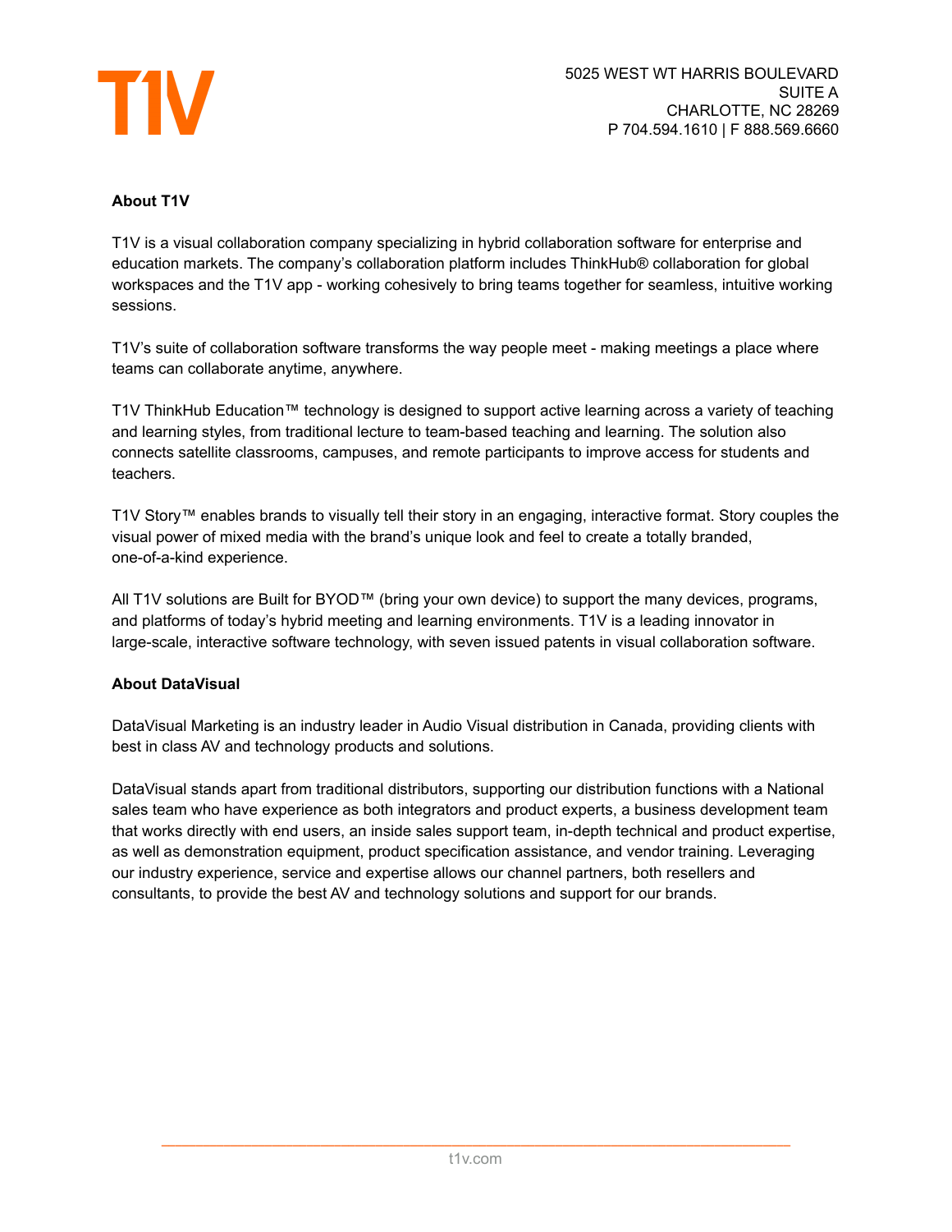T1V

5025 WEST WT HARRIS BOULEVARD
SUITE A
CHARLOTTE, NC 28269
P 704.594.1610 | F 888.569.6660

**About T1V**

T1V is a visual collaboration company specializing in hybrid collaboration software for enterprise and education markets. The company's collaboration platform includes ThinkHub® collaboration for global workspaces and the T1V app - working cohesively to bring teams together for seamless, intuitive working sessions.

T1V's suite of collaboration software transforms the way people meet - making meetings a place where teams can collaborate anytime, anywhere.

T1V ThinkHub Education™ technology is designed to support active learning across a variety of teaching and learning styles, from traditional lecture to team-based teaching and learning. The solution also connects satellite classrooms, campuses, and remote participants to improve access for students and teachers.

T1V Story™ enables brands to visually tell their story in an engaging, interactive format. Story couples the visual power of mixed media with the brand's unique look and feel to create a totally branded, one-of-a-kind experience.

All T1V solutions are Built for BYOD™ (bring your own device) to support the many devices, programs, and platforms of today's hybrid meeting and learning environments. T1V is a leading innovator in large-scale, interactive software technology, with seven issued patents in visual collaboration software.

**About DataVisual**

DataVisual Marketing is an industry leader in Audio Visual distribution in Canada, providing clients with best in class AV and technology products and solutions.

DataVisual stands apart from traditional distributors, supporting our distribution functions with a National sales team who have experience as both integrators and product experts, a business development team that works directly with end users, an inside sales support team, in-depth technical and product expertise, as well as demonstration equipment, product specification assistance, and vendor training. Leveraging our industry experience, service and expertise allows our channel partners, both resellers and consultants, to provide the best AV and technology solutions and support for our brands.